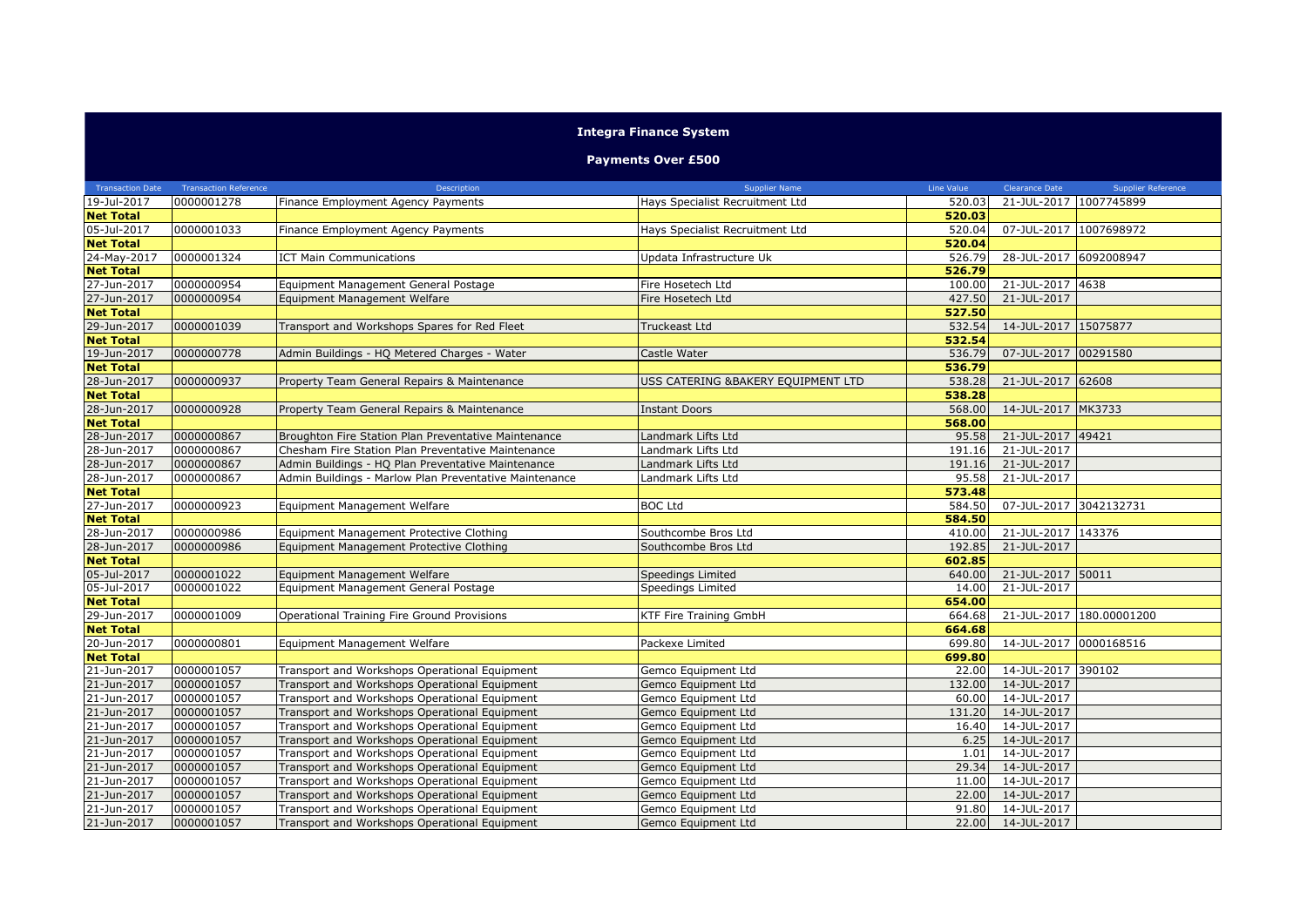# Integra Finance System

## Payments Over £500

| Transaction Date | Transaction Reference | Description | Supplier Name | Line Value | Clearance Date | Supplier Reference |
|---|---|---|---|---|---|---|
| 19-Jul-2017 | 0000001278 | Finance Employment Agency Payments | Hays Specialist Recruitment Ltd | 520.03 | 21-JUL-2017 | 1007745899 |
| **Net Total** | | | | **520.03** | | |
| 05-Jul-2017 | 0000001033 | Finance Employment Agency Payments | Hays Specialist Recruitment Ltd | 520.04 | 07-JUL-2017 | 1007698972 |
| **Net Total** | | | | **520.04** | | |
| 24-May-2017 | 0000001324 | ICT Main Communications | Updata Infrastructure Uk | 526.79 | 28-JUL-2017 | 6092008947 |
| **Net Total** | | | | **526.79** | | |
| 27-Jun-2017 | 0000000954 | Equipment Management General Postage | Fire Hosetech Ltd | 100.00 | 21-JUL-2017 | 4638 |
| 27-Jun-2017 | 0000000954 | Equipment Management Welfare | Fire Hosetech Ltd | 427.50 | 21-JUL-2017 | |
| **Net Total** | | | | **527.50** | | |
| 29-Jun-2017 | 0000001039 | Transport and Workshops Spares for Red Fleet | Truckeast Ltd | 532.54 | 14-JUL-2017 | 15075877 |
| **Net Total** | | | | **532.54** | | |
| 19-Jun-2017 | 0000000778 | Admin Buildings - HQ Metered Charges - Water | Castle Water | 536.79 | 07-JUL-2017 | 00291580 |
| **Net Total** | | | | **536.79** | | |
| 28-Jun-2017 | 0000000937 | Property Team General Repairs & Maintenance | USS CATERING &BAKERY EQUIPMENT LTD | 538.28 | 21-JUL-2017 | 62608 |
| **Net Total** | | | | **538.28** | | |
| 28-Jun-2017 | 0000000928 | Property Team General Repairs & Maintenance | Instant Doors | 568.00 | 14-JUL-2017 | MK3733 |
| **Net Total** | | | | **568.00** | | |
| 28-Jun-2017 | 0000000867 | Broughton Fire Station Plan Preventative Maintenance | Landmark Lifts Ltd | 95.58 | 21-JUL-2017 | 49421 |
| 28-Jun-2017 | 0000000867 | Chesham Fire Station Plan Preventative Maintenance | Landmark Lifts Ltd | 191.16 | 21-JUL-2017 | |
| 28-Jun-2017 | 0000000867 | Admin Buildings - HQ Plan Preventative Maintenance | Landmark Lifts Ltd | 191.16 | 21-JUL-2017 | |
| 28-Jun-2017 | 0000000867 | Admin Buildings - Marlow Plan Preventative Maintenance | Landmark Lifts Ltd | 95.58 | 21-JUL-2017 | |
| **Net Total** | | | | **573.48** | | |
| 27-Jun-2017 | 0000000923 | Equipment Management Welfare | BOC Ltd | 584.50 | 07-JUL-2017 | 3042132731 |
| **Net Total** | | | | **584.50** | | |
| 28-Jun-2017 | 0000000986 | Equipment Management Protective Clothing | Southcombe Bros Ltd | 410.00 | 21-JUL-2017 | 143376 |
| 28-Jun-2017 | 0000000986 | Equipment Management Protective Clothing | Southcombe Bros Ltd | 192.85 | 21-JUL-2017 | |
| **Net Total** | | | | **602.85** | | |
| 05-Jul-2017 | 0000001022 | Equipment Management Welfare | Speedings Limited | 640.00 | 21-JUL-2017 | 50011 |
| 05-Jul-2017 | 0000001022 | Equipment Management General Postage | Speedings Limited | 14.00 | 21-JUL-2017 | |
| **Net Total** | | | | **654.00** | | |
| 29-Jun-2017 | 0000001009 | Operational Training Fire Ground Provisions | KTF Fire Training GmbH | 664.68 | 21-JUL-2017 | 180.00001200 |
| **Net Total** | | | | **664.68** | | |
| 20-Jun-2017 | 0000000801 | Equipment Management Welfare | Packexe Limited | 699.80 | 14-JUL-2017 | 0000168516 |
| **Net Total** | | | | **699.80** | | |
| 21-Jun-2017 | 0000001057 | Transport and Workshops Operational Equipment | Gemco Equipment Ltd | 22.00 | 14-JUL-2017 | 390102 |
| 21-Jun-2017 | 0000001057 | Transport and Workshops Operational Equipment | Gemco Equipment Ltd | 132.00 | 14-JUL-2017 | |
| 21-Jun-2017 | 0000001057 | Transport and Workshops Operational Equipment | Gemco Equipment Ltd | 60.00 | 14-JUL-2017 | |
| 21-Jun-2017 | 0000001057 | Transport and Workshops Operational Equipment | Gemco Equipment Ltd | 131.20 | 14-JUL-2017 | |
| 21-Jun-2017 | 0000001057 | Transport and Workshops Operational Equipment | Gemco Equipment Ltd | 16.40 | 14-JUL-2017 | |
| 21-Jun-2017 | 0000001057 | Transport and Workshops Operational Equipment | Gemco Equipment Ltd | 6.25 | 14-JUL-2017 | |
| 21-Jun-2017 | 0000001057 | Transport and Workshops Operational Equipment | Gemco Equipment Ltd | 1.01 | 14-JUL-2017 | |
| 21-Jun-2017 | 0000001057 | Transport and Workshops Operational Equipment | Gemco Equipment Ltd | 29.34 | 14-JUL-2017 | |
| 21-Jun-2017 | 0000001057 | Transport and Workshops Operational Equipment | Gemco Equipment Ltd | 11.00 | 14-JUL-2017 | |
| 21-Jun-2017 | 0000001057 | Transport and Workshops Operational Equipment | Gemco Equipment Ltd | 22.00 | 14-JUL-2017 | |
| 21-Jun-2017 | 0000001057 | Transport and Workshops Operational Equipment | Gemco Equipment Ltd | 91.80 | 14-JUL-2017 | |
| 21-Jun-2017 | 0000001057 | Transport and Workshops Operational Equipment | Gemco Equipment Ltd | 22.00 | 14-JUL-2017 | |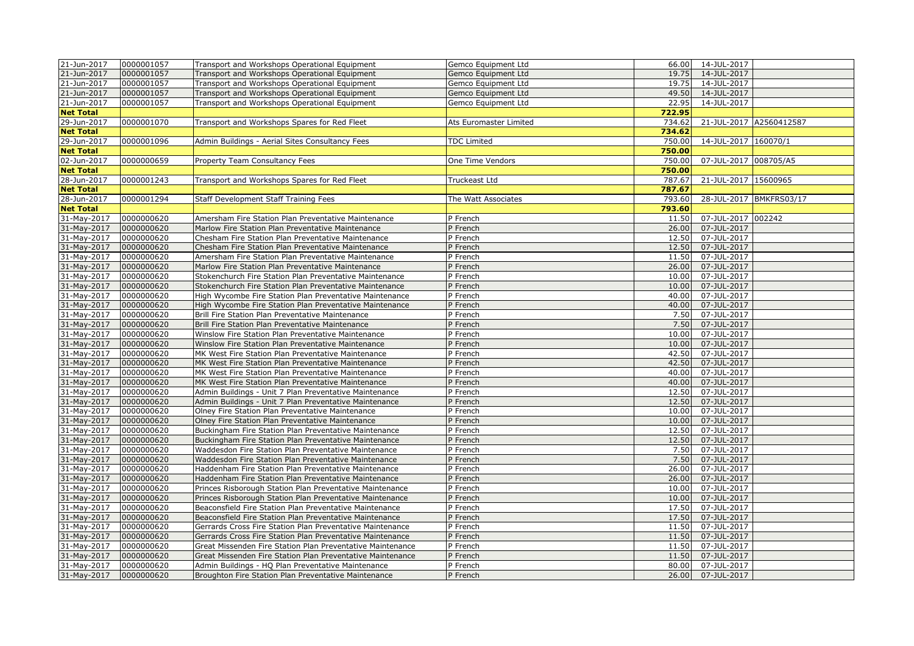| | | | | | | |
|---|---|---|---|---|---|---|
| 21-Jun-2017 | 0000001057 | Transport and Workshops Operational Equipment | Gemco Equipment Ltd | 66.00 | 14-JUL-2017 | |
| 21-Jun-2017 | 0000001057 | Transport and Workshops Operational Equipment | Gemco Equipment Ltd | 19.75 | 14-JUL-2017 | |
| 21-Jun-2017 | 0000001057 | Transport and Workshops Operational Equipment | Gemco Equipment Ltd | 19.75 | 14-JUL-2017 | |
| 21-Jun-2017 | 0000001057 | Transport and Workshops Operational Equipment | Gemco Equipment Ltd | 49.50 | 14-JUL-2017 | |
| 21-Jun-2017 | 0000001057 | Transport and Workshops Operational Equipment | Gemco Equipment Ltd | 22.95 | 14-JUL-2017 | |
| **Net Total** | | | | **722.95** | | |
| 29-Jun-2017 | 0000001070 | Transport and Workshops Spares for Red Fleet | Ats Euromaster Limited | 734.62 | 21-JUL-2017 | A2560412587 |
| **Net Total** | | | | **734.62** | | |
| 29-Jun-2017 | 0000001096 | Admin Buildings - Aerial Sites Consultancy Fees | TDC Limited | 750.00 | 14-JUL-2017 | 160070/1 |
| **Net Total** | | | | **750.00** | | |
| 02-Jun-2017 | 0000000659 | Property Team Consultancy Fees | One Time Vendors | 750.00 | 07-JUL-2017 | 008705/A5 |
| **Net Total** | | | | **750.00** | | |
| 28-Jun-2017 | 0000001243 | Transport and Workshops Spares for Red Fleet | Truckeast Ltd | 787.67 | 21-JUL-2017 | 15600965 |
| **Net Total** | | | | **787.67** | | |
| 28-Jun-2017 | 0000001294 | Staff Development Staff Training Fees | The Watt Associates | 793.60 | 28-JUL-2017 | BMKFRS03/17 |
| **Net Total** | | | | **793.60** | | |
| 31-May-2017 | 0000000620 | Amersham Fire Station Plan Preventative Maintenance | P French | 11.50 | 07-JUL-2017 | 002242 |
| 31-May-2017 | 0000000620 | Marlow Fire Station Plan Preventative Maintenance | P French | 26.00 | 07-JUL-2017 | |
| 31-May-2017 | 0000000620 | Chesham Fire Station Plan Preventative Maintenance | P French | 12.50 | 07-JUL-2017 | |
| 31-May-2017 | 0000000620 | Chesham Fire Station Plan Preventative Maintenance | P French | 12.50 | 07-JUL-2017 | |
| 31-May-2017 | 0000000620 | Amersham Fire Station Plan Preventative Maintenance | P French | 11.50 | 07-JUL-2017 | |
| 31-May-2017 | 0000000620 | Marlow Fire Station Plan Preventative Maintenance | P French | 26.00 | 07-JUL-2017 | |
| 31-May-2017 | 0000000620 | Stokenchurch Fire Station Plan Preventative Maintenance | P French | 10.00 | 07-JUL-2017 | |
| 31-May-2017 | 0000000620 | Stokenchurch Fire Station Plan Preventative Maintenance | P French | 10.00 | 07-JUL-2017 | |
| 31-May-2017 | 0000000620 | High Wycombe Fire Station Plan Preventative Maintenance | P French | 40.00 | 07-JUL-2017 | |
| 31-May-2017 | 0000000620 | High Wycombe Fire Station Plan Preventative Maintenance | P French | 40.00 | 07-JUL-2017 | |
| 31-May-2017 | 0000000620 | Brill Fire Station Plan Preventative Maintenance | P French | 7.50 | 07-JUL-2017 | |
| 31-May-2017 | 0000000620 | Brill Fire Station Plan Preventative Maintenance | P French | 7.50 | 07-JUL-2017 | |
| 31-May-2017 | 0000000620 | Winslow Fire Station Plan Preventative Maintenance | P French | 10.00 | 07-JUL-2017 | |
| 31-May-2017 | 0000000620 | Winslow Fire Station Plan Preventative Maintenance | P French | 10.00 | 07-JUL-2017 | |
| 31-May-2017 | 0000000620 | MK West Fire Station Plan Preventative Maintenance | P French | 42.50 | 07-JUL-2017 | |
| 31-May-2017 | 0000000620 | MK West Fire Station Plan Preventative Maintenance | P French | 42.50 | 07-JUL-2017 | |
| 31-May-2017 | 0000000620 | MK West Fire Station Plan Preventative Maintenance | P French | 40.00 | 07-JUL-2017 | |
| 31-May-2017 | 0000000620 | MK West Fire Station Plan Preventative Maintenance | P French | 40.00 | 07-JUL-2017 | |
| 31-May-2017 | 0000000620 | Admin Buildings - Unit 7 Plan Preventative Maintenance | P French | 12.50 | 07-JUL-2017 | |
| 31-May-2017 | 0000000620 | Admin Buildings - Unit 7 Plan Preventative Maintenance | P French | 12.50 | 07-JUL-2017 | |
| 31-May-2017 | 0000000620 | Olney Fire Station Plan Preventative Maintenance | P French | 10.00 | 07-JUL-2017 | |
| 31-May-2017 | 0000000620 | Olney Fire Station Plan Preventative Maintenance | P French | 10.00 | 07-JUL-2017 | |
| 31-May-2017 | 0000000620 | Buckingham Fire Station Plan Preventative Maintenance | P French | 12.50 | 07-JUL-2017 | |
| 31-May-2017 | 0000000620 | Buckingham Fire Station Plan Preventative Maintenance | P French | 12.50 | 07-JUL-2017 | |
| 31-May-2017 | 0000000620 | Waddesdon Fire Station Plan Preventative Maintenance | P French | 7.50 | 07-JUL-2017 | |
| 31-May-2017 | 0000000620 | Waddesdon Fire Station Plan Preventative Maintenance | P French | 7.50 | 07-JUL-2017 | |
| 31-May-2017 | 0000000620 | Haddenham Fire Station Plan Preventative Maintenance | P French | 26.00 | 07-JUL-2017 | |
| 31-May-2017 | 0000000620 | Haddenham Fire Station Plan Preventative Maintenance | P French | 26.00 | 07-JUL-2017 | |
| 31-May-2017 | 0000000620 | Princes Risborough Station Plan Preventative Maintenance | P French | 10.00 | 07-JUL-2017 | |
| 31-May-2017 | 0000000620 | Princes Risborough Station Plan Preventative Maintenance | P French | 10.00 | 07-JUL-2017 | |
| 31-May-2017 | 0000000620 | Beaconsfield Fire Station Plan Preventative Maintenance | P French | 17.50 | 07-JUL-2017 | |
| 31-May-2017 | 0000000620 | Beaconsfield Fire Station Plan Preventative Maintenance | P French | 17.50 | 07-JUL-2017 | |
| 31-May-2017 | 0000000620 | Gerrards Cross Fire Station Plan Preventative Maintenance | P French | 11.50 | 07-JUL-2017 | |
| 31-May-2017 | 0000000620 | Gerrards Cross Fire Station Plan Preventative Maintenance | P French | 11.50 | 07-JUL-2017 | |
| 31-May-2017 | 0000000620 | Great Missenden Fire Station Plan Preventative Maintenance | P French | 11.50 | 07-JUL-2017 | |
| 31-May-2017 | 0000000620 | Great Missenden Fire Station Plan Preventative Maintenance | P French | 11.50 | 07-JUL-2017 | |
| 31-May-2017 | 0000000620 | Admin Buildings - HQ Plan Preventative Maintenance | P French | 80.00 | 07-JUL-2017 | |
| 31-May-2017 | 0000000620 | Broughton Fire Station Plan Preventative Maintenance | P French | 26.00 | 07-JUL-2017 | |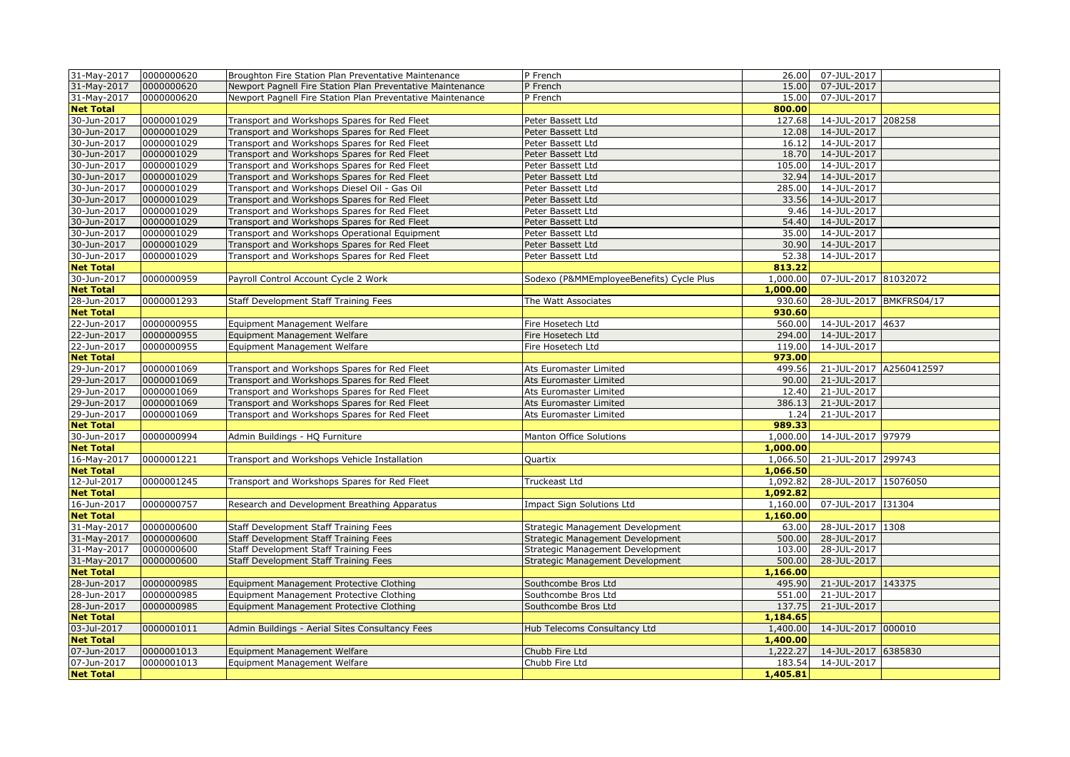| | | | | | | |
|---|---|---|---|---|---|---|
| 31-May-2017 | 0000000620 | Broughton Fire Station Plan Preventative Maintenance | P French | 26.00 | 07-JUL-2017 | |
| 31-May-2017 | 0000000620 | Newport Pagnell Fire Station Plan Preventative Maintenance | P French | 15.00 | 07-JUL-2017 | |
| 31-May-2017 | 0000000620 | Newport Pagnell Fire Station Plan Preventative Maintenance | P French | 15.00 | 07-JUL-2017 | |
| **Net Total** | | | | **800.00** | | |
| 30-Jun-2017 | 0000001029 | Transport and Workshops Spares for Red Fleet | Peter Bassett Ltd | 127.68 | 14-JUL-2017 | 208258 |
| 30-Jun-2017 | 0000001029 | Transport and Workshops Spares for Red Fleet | Peter Bassett Ltd | 12.08 | 14-JUL-2017 | |
| 30-Jun-2017 | 0000001029 | Transport and Workshops Spares for Red Fleet | Peter Bassett Ltd | 16.12 | 14-JUL-2017 | |
| 30-Jun-2017 | 0000001029 | Transport and Workshops Spares for Red Fleet | Peter Bassett Ltd | 18.70 | 14-JUL-2017 | |
| 30-Jun-2017 | 0000001029 | Transport and Workshops Spares for Red Fleet | Peter Bassett Ltd | 105.00 | 14-JUL-2017 | |
| 30-Jun-2017 | 0000001029 | Transport and Workshops Spares for Red Fleet | Peter Bassett Ltd | 32.94 | 14-JUL-2017 | |
| 30-Jun-2017 | 0000001029 | Transport and Workshops Diesel Oil - Gas Oil | Peter Bassett Ltd | 285.00 | 14-JUL-2017 | |
| 30-Jun-2017 | 0000001029 | Transport and Workshops Spares for Red Fleet | Peter Bassett Ltd | 33.56 | 14-JUL-2017 | |
| 30-Jun-2017 | 0000001029 | Transport and Workshops Spares for Red Fleet | Peter Bassett Ltd | 9.46 | 14-JUL-2017 | |
| 30-Jun-2017 | 0000001029 | Transport and Workshops Spares for Red Fleet | Peter Bassett Ltd | 54.40 | 14-JUL-2017 | |
| 30-Jun-2017 | 0000001029 | Transport and Workshops Operational Equipment | Peter Bassett Ltd | 35.00 | 14-JUL-2017 | |
| 30-Jun-2017 | 0000001029 | Transport and Workshops Spares for Red Fleet | Peter Bassett Ltd | 30.90 | 14-JUL-2017 | |
| 30-Jun-2017 | 0000001029 | Transport and Workshops Spares for Red Fleet | Peter Bassett Ltd | 52.38 | 14-JUL-2017 | |
| **Net Total** | | | | **813.22** | | |
| 30-Jun-2017 | 0000000959 | Payroll Control Account Cycle 2 Work | Sodexo (P&MMEmployeeBenefits) Cycle Plus | 1,000.00 | 07-JUL-2017 | 81032072 |
| **Net Total** | | | | **1,000.00** | | |
| 28-Jun-2017 | 0000001293 | Staff Development Staff Training Fees | The Watt Associates | 930.60 | 28-JUL-2017 | BMKFRS04/17 |
| **Net Total** | | | | **930.60** | | |
| 22-Jun-2017 | 0000000955 | Equipment Management Welfare | Fire Hosetech Ltd | 560.00 | 14-JUL-2017 | 4637 |
| 22-Jun-2017 | 0000000955 | Equipment Management Welfare | Fire Hosetech Ltd | 294.00 | 14-JUL-2017 | |
| 22-Jun-2017 | 0000000955 | Equipment Management Welfare | Fire Hosetech Ltd | 119.00 | 14-JUL-2017 | |
| **Net Total** | | | | **973.00** | | |
| 29-Jun-2017 | 0000001069 | Transport and Workshops Spares for Red Fleet | Ats Euromaster Limited | 499.56 | 21-JUL-2017 | A2560412597 |
| 29-Jun-2017 | 0000001069 | Transport and Workshops Spares for Red Fleet | Ats Euromaster Limited | 90.00 | 21-JUL-2017 | |
| 29-Jun-2017 | 0000001069 | Transport and Workshops Spares for Red Fleet | Ats Euromaster Limited | 12.40 | 21-JUL-2017 | |
| 29-Jun-2017 | 0000001069 | Transport and Workshops Spares for Red Fleet | Ats Euromaster Limited | 386.13 | 21-JUL-2017 | |
| 29-Jun-2017 | 0000001069 | Transport and Workshops Spares for Red Fleet | Ats Euromaster Limited | 1.24 | 21-JUL-2017 | |
| **Net Total** | | | | **989.33** | | |
| 30-Jun-2017 | 0000000994 | Admin Buildings - HQ Furniture | Manton Office Solutions | 1,000.00 | 14-JUL-2017 | 97979 |
| **Net Total** | | | | **1,000.00** | | |
| 16-May-2017 | 0000001221 | Transport and Workshops Vehicle Installation | Quartix | 1,066.50 | 21-JUL-2017 | 299743 |
| **Net Total** | | | | **1,066.50** | | |
| 12-Jul-2017 | 0000001245 | Transport and Workshops Spares for Red Fleet | Truckeast Ltd | 1,092.82 | 28-JUL-2017 | 15076050 |
| **Net Total** | | | | **1,092.82** | | |
| 16-Jun-2017 | 0000000757 | Research and Development Breathing Apparatus | Impact Sign Solutions Ltd | 1,160.00 | 07-JUL-2017 | I31304 |
| **Net Total** | | | | **1,160.00** | | |
| 31-May-2017 | 0000000600 | Staff Development Staff Training Fees | Strategic Management Development | 63.00 | 28-JUL-2017 | 1308 |
| 31-May-2017 | 0000000600 | Staff Development Staff Training Fees | Strategic Management Development | 500.00 | 28-JUL-2017 | |
| 31-May-2017 | 0000000600 | Staff Development Staff Training Fees | Strategic Management Development | 103.00 | 28-JUL-2017 | |
| 31-May-2017 | 0000000600 | Staff Development Staff Training Fees | Strategic Management Development | 500.00 | 28-JUL-2017 | |
| **Net Total** | | | | **1,166.00** | | |
| 28-Jun-2017 | 0000000985 | Equipment Management Protective Clothing | Southcombe Bros Ltd | 495.90 | 21-JUL-2017 | 143375 |
| 28-Jun-2017 | 0000000985 | Equipment Management Protective Clothing | Southcombe Bros Ltd | 551.00 | 21-JUL-2017 | |
| 28-Jun-2017 | 0000000985 | Equipment Management Protective Clothing | Southcombe Bros Ltd | 137.75 | 21-JUL-2017 | |
| **Net Total** | | | | **1,184.65** | | |
| 03-Jul-2017 | 0000001011 | Admin Buildings - Aerial Sites Consultancy Fees | Hub Telecoms Consultancy Ltd | 1,400.00 | 14-JUL-2017 | 000010 |
| **Net Total** | | | | **1,400.00** | | |
| 07-Jun-2017 | 0000001013 | Equipment Management Welfare | Chubb Fire Ltd | 1,222.27 | 14-JUL-2017 | 6385830 |
| 07-Jun-2017 | 0000001013 | Equipment Management Welfare | Chubb Fire Ltd | 183.54 | 14-JUL-2017 | |
| **Net Total** | | | | **1,405.81** | | |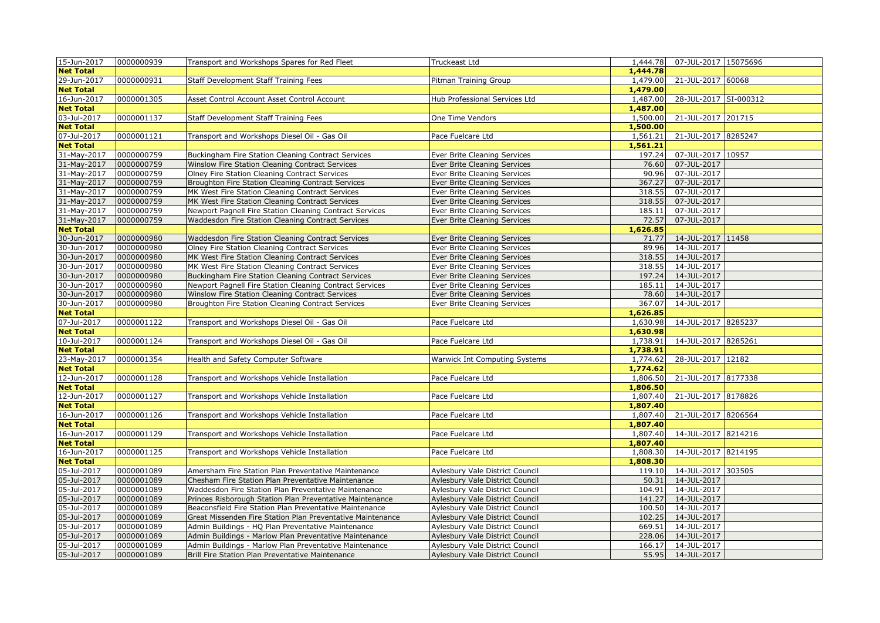| 15-Jun-2017 | 0000000939 | Transport and Workshops Spares for Red Fleet | Truckeast Ltd | 1,444.78 | 07-JUL-2017 | 15075696 |
|---|---|---|---|---|---|---|
| **Net Total** | | | | **1,444.78** | | |
| 29-Jun-2017 | 0000000931 | Staff Development Staff Training Fees | Pitman Training Group | 1,479.00 | 21-JUL-2017 | 60068 |
| **Net Total** | | | | **1,479.00** | | |
| 16-Jun-2017 | 0000001305 | Asset Control Account Asset Control Account | Hub Professional Services Ltd | 1,487.00 | 28-JUL-2017 | SI-000312 |
| **Net Total** | | | | **1,487.00** | | |
| 03-Jul-2017 | 0000001137 | Staff Development Staff Training Fees | One Time Vendors | 1,500.00 | 21-JUL-2017 | 201715 |
| **Net Total** | | | | **1,500.00** | | |
| 07-Jul-2017 | 0000001121 | Transport and Workshops Diesel Oil - Gas Oil | Pace Fuelcare Ltd | 1,561.21 | 21-JUL-2017 | 8285247 |
| **Net Total** | | | | **1,561.21** | | |
| 31-May-2017 | 0000000759 | Buckingham Fire Station Cleaning Contract Services | Ever Brite Cleaning Services | 197.24 | 07-JUL-2017 | 10957 |
| 31-May-2017 | 0000000759 | Winslow Fire Station Cleaning Contract Services | Ever Brite Cleaning Services | 76.60 | 07-JUL-2017 | |
| 31-May-2017 | 0000000759 | Olney Fire Station Cleaning Contract Services | Ever Brite Cleaning Services | 90.96 | 07-JUL-2017 | |
| 31-May-2017 | 0000000759 | Broughton Fire Station Cleaning Contract Services | Ever Brite Cleaning Services | 367.27 | 07-JUL-2017 | |
| 31-May-2017 | 0000000759 | MK West Fire Station Cleaning Contract Services | Ever Brite Cleaning Services | 318.55 | 07-JUL-2017 | |
| 31-May-2017 | 0000000759 | MK West Fire Station Cleaning Contract Services | Ever Brite Cleaning Services | 318.55 | 07-JUL-2017 | |
| 31-May-2017 | 0000000759 | Newport Pagnell Fire Station Cleaning Contract Services | Ever Brite Cleaning Services | 185.11 | 07-JUL-2017 | |
| 31-May-2017 | 0000000759 | Waddesdon Fire Station Cleaning Contract Services | Ever Brite Cleaning Services | 72.57 | 07-JUL-2017 | |
| **Net Total** | | | | **1,626.85** | | |
| 30-Jun-2017 | 0000000980 | Waddesdon Fire Station Cleaning Contract Services | Ever Brite Cleaning Services | 71.77 | 14-JUL-2017 | 11458 |
| 30-Jun-2017 | 0000000980 | Olney Fire Station Cleaning Contract Services | Ever Brite Cleaning Services | 89.96 | 14-JUL-2017 | |
| 30-Jun-2017 | 0000000980 | MK West Fire Station Cleaning Contract Services | Ever Brite Cleaning Services | 318.55 | 14-JUL-2017 | |
| 30-Jun-2017 | 0000000980 | MK West Fire Station Cleaning Contract Services | Ever Brite Cleaning Services | 318.55 | 14-JUL-2017 | |
| 30-Jun-2017 | 0000000980 | Buckingham Fire Station Cleaning Contract Services | Ever Brite Cleaning Services | 197.24 | 14-JUL-2017 | |
| 30-Jun-2017 | 0000000980 | Newport Pagnell Fire Station Cleaning Contract Services | Ever Brite Cleaning Services | 185.11 | 14-JUL-2017 | |
| 30-Jun-2017 | 0000000980 | Winslow Fire Station Cleaning Contract Services | Ever Brite Cleaning Services | 78.60 | 14-JUL-2017 | |
| 30-Jun-2017 | 0000000980 | Broughton Fire Station Cleaning Contract Services | Ever Brite Cleaning Services | 367.07 | 14-JUL-2017 | |
| **Net Total** | | | | **1,626.85** | | |
| 07-Jul-2017 | 0000001122 | Transport and Workshops Diesel Oil - Gas Oil | Pace Fuelcare Ltd | 1,630.98 | 14-JUL-2017 | 8285237 |
| **Net Total** | | | | **1,630.98** | | |
| 10-Jul-2017 | 0000001124 | Transport and Workshops Diesel Oil - Gas Oil | Pace Fuelcare Ltd | 1,738.91 | 14-JUL-2017 | 8285261 |
| **Net Total** | | | | **1,738.91** | | |
| 23-May-2017 | 0000001354 | Health and Safety Computer Software | Warwick Int Computing Systems | 1,774.62 | 28-JUL-2017 | 12182 |
| **Net Total** | | | | **1,774.62** | | |
| 12-Jun-2017 | 0000001128 | Transport and Workshops Vehicle Installation | Pace Fuelcare Ltd | 1,806.50 | 21-JUL-2017 | 8177338 |
| **Net Total** | | | | **1,806.50** | | |
| 12-Jun-2017 | 0000001127 | Transport and Workshops Vehicle Installation | Pace Fuelcare Ltd | 1,807.40 | 21-JUL-2017 | 8178826 |
| **Net Total** | | | | **1,807.40** | | |
| 16-Jun-2017 | 0000001126 | Transport and Workshops Vehicle Installation | Pace Fuelcare Ltd | 1,807.40 | 21-JUL-2017 | 8206564 |
| **Net Total** | | | | **1,807.40** | | |
| 16-Jun-2017 | 0000001129 | Transport and Workshops Vehicle Installation | Pace Fuelcare Ltd | 1,807.40 | 14-JUL-2017 | 8214216 |
| **Net Total** | | | | **1,807.40** | | |
| 16-Jun-2017 | 0000001125 | Transport and Workshops Vehicle Installation | Pace Fuelcare Ltd | 1,808.30 | 14-JUL-2017 | 8214195 |
| **Net Total** | | | | **1,808.30** | | |
| 05-Jul-2017 | 0000001089 | Amersham Fire Station Plan Preventative Maintenance | Aylesbury Vale District Council | 119.10 | 14-JUL-2017 | 303505 |
| 05-Jul-2017 | 0000001089 | Chesham Fire Station Plan Preventative Maintenance | Aylesbury Vale District Council | 50.31 | 14-JUL-2017 | |
| 05-Jul-2017 | 0000001089 | Waddesdon Fire Station Plan Preventative Maintenance | Aylesbury Vale District Council | 104.91 | 14-JUL-2017 | |
| 05-Jul-2017 | 0000001089 | Princes Risborough Station Plan Preventative Maintenance | Aylesbury Vale District Council | 141.27 | 14-JUL-2017 | |
| 05-Jul-2017 | 0000001089 | Beaconsfield Fire Station Plan Preventative Maintenance | Aylesbury Vale District Council | 100.50 | 14-JUL-2017 | |
| 05-Jul-2017 | 0000001089 | Great Missenden Fire Station Plan Preventative Maintenance | Aylesbury Vale District Council | 102.25 | 14-JUL-2017 | |
| 05-Jul-2017 | 0000001089 | Admin Buildings - HQ Plan Preventative Maintenance | Aylesbury Vale District Council | 669.51 | 14-JUL-2017 | |
| 05-Jul-2017 | 0000001089 | Admin Buildings - Marlow Plan Preventative Maintenance | Aylesbury Vale District Council | 228.06 | 14-JUL-2017 | |
| 05-Jul-2017 | 0000001089 | Admin Buildings - Marlow Plan Preventative Maintenance | Aylesbury Vale District Council | 166.17 | 14-JUL-2017 | |
| 05-Jul-2017 | 0000001089 | Brill Fire Station Plan Preventative Maintenance | Aylesbury Vale District Council | 55.95 | 14-JUL-2017 | |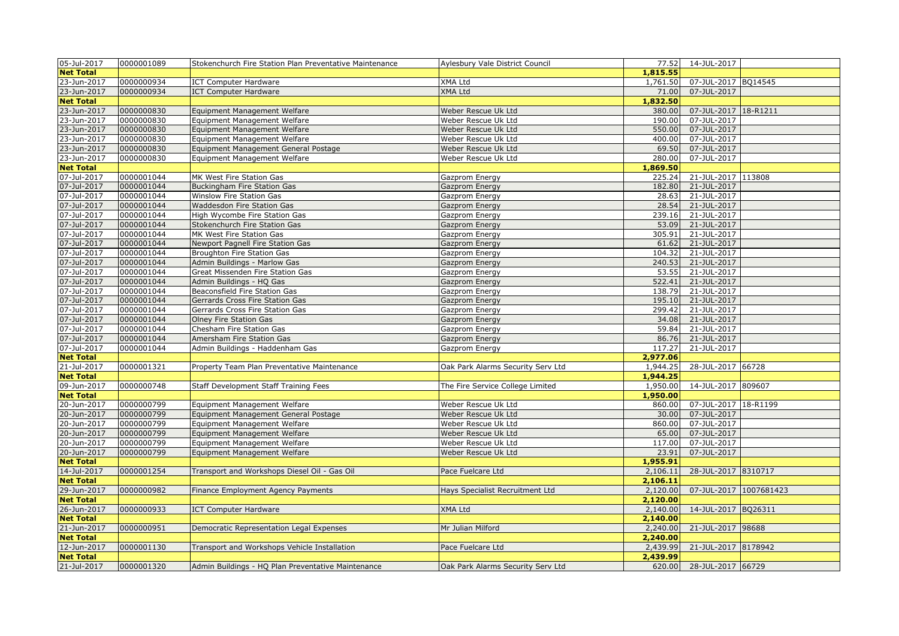| 05-Jul-2017 | 0000001089 | Stokenchurch Fire Station Plan Preventative Maintenance | Aylesbury Vale District Council | 77.52 | 14-JUL-2017 | |
|---|---|---|---|---|---|---|
| **Net Total** | | | | **1,815.55** | | |
| 23-Jun-2017 | 0000000934 | ICT Computer Hardware | XMA Ltd | 1,761.50 | 07-JUL-2017 | BQ14545 |
| 23-Jun-2017 | 0000000934 | ICT Computer Hardware | XMA Ltd | 71.00 | 07-JUL-2017 | |
| **Net Total** | | | | **1,832.50** | | |
| 23-Jun-2017 | 0000000830 | Equipment Management Welfare | Weber Rescue Uk Ltd | 380.00 | 07-JUL-2017 | 18-R1211 |
| 23-Jun-2017 | 0000000830 | Equipment Management Welfare | Weber Rescue Uk Ltd | 190.00 | 07-JUL-2017 | |
| 23-Jun-2017 | 0000000830 | Equipment Management Welfare | Weber Rescue Uk Ltd | 550.00 | 07-JUL-2017 | |
| 23-Jun-2017 | 0000000830 | Equipment Management Welfare | Weber Rescue Uk Ltd | 400.00 | 07-JUL-2017 | |
| 23-Jun-2017 | 0000000830 | Equipment Management General Postage | Weber Rescue Uk Ltd | 69.50 | 07-JUL-2017 | |
| 23-Jun-2017 | 0000000830 | Equipment Management Welfare | Weber Rescue Uk Ltd | 280.00 | 07-JUL-2017 | |
| **Net Total** | | | | **1,869.50** | | |
| 07-Jul-2017 | 0000001044 | MK West Fire Station Gas | Gazprom Energy | 225.24 | 21-JUL-2017 | 113808 |
| 07-Jul-2017 | 0000001044 | Buckingham Fire Station Gas | Gazprom Energy | 182.80 | 21-JUL-2017 | |
| 07-Jul-2017 | 0000001044 | Winslow Fire Station Gas | Gazprom Energy | 28.63 | 21-JUL-2017 | |
| 07-Jul-2017 | 0000001044 | Waddesdon Fire Station Gas | Gazprom Energy | 28.54 | 21-JUL-2017 | |
| 07-Jul-2017 | 0000001044 | High Wycombe Fire Station Gas | Gazprom Energy | 239.16 | 21-JUL-2017 | |
| 07-Jul-2017 | 0000001044 | Stokenchurch Fire Station Gas | Gazprom Energy | 53.09 | 21-JUL-2017 | |
| 07-Jul-2017 | 0000001044 | MK West Fire Station Gas | Gazprom Energy | 305.91 | 21-JUL-2017 | |
| 07-Jul-2017 | 0000001044 | Newport Pagnell Fire Station Gas | Gazprom Energy | 61.62 | 21-JUL-2017 | |
| 07-Jul-2017 | 0000001044 | Broughton Fire Station Gas | Gazprom Energy | 104.32 | 21-JUL-2017 | |
| 07-Jul-2017 | 0000001044 | Admin Buildings - Marlow Gas | Gazprom Energy | 240.53 | 21-JUL-2017 | |
| 07-Jul-2017 | 0000001044 | Great Missenden Fire Station Gas | Gazprom Energy | 53.55 | 21-JUL-2017 | |
| 07-Jul-2017 | 0000001044 | Admin Buildings - HQ Gas | Gazprom Energy | 522.41 | 21-JUL-2017 | |
| 07-Jul-2017 | 0000001044 | Beaconsfield Fire Station Gas | Gazprom Energy | 138.79 | 21-JUL-2017 | |
| 07-Jul-2017 | 0000001044 | Gerrards Cross Fire Station Gas | Gazprom Energy | 195.10 | 21-JUL-2017 | |
| 07-Jul-2017 | 0000001044 | Gerrards Cross Fire Station Gas | Gazprom Energy | 299.42 | 21-JUL-2017 | |
| 07-Jul-2017 | 0000001044 | Olney Fire Station Gas | Gazprom Energy | 34.08 | 21-JUL-2017 | |
| 07-Jul-2017 | 0000001044 | Chesham Fire Station Gas | Gazprom Energy | 59.84 | 21-JUL-2017 | |
| 07-Jul-2017 | 0000001044 | Amersham Fire Station Gas | Gazprom Energy | 86.76 | 21-JUL-2017 | |
| 07-Jul-2017 | 0000001044 | Admin Buildings - Haddenham Gas | Gazprom Energy | 117.27 | 21-JUL-2017 | |
| **Net Total** | | | | **2,977.06** | | |
| 21-Jul-2017 | 0000001321 | Property Team Plan Preventative Maintenance | Oak Park Alarms Security Serv Ltd | 1,944.25 | 28-JUL-2017 | 66728 |
| **Net Total** | | | | **1,944.25** | | |
| 09-Jun-2017 | 0000000748 | Staff Development Staff Training Fees | The Fire Service College Limited | 1,950.00 | 14-JUL-2017 | 809607 |
| **Net Total** | | | | **1,950.00** | | |
| 20-Jun-2017 | 0000000799 | Equipment Management Welfare | Weber Rescue Uk Ltd | 860.00 | 07-JUL-2017 | 18-R1199 |
| 20-Jun-2017 | 0000000799 | Equipment Management General Postage | Weber Rescue Uk Ltd | 30.00 | 07-JUL-2017 | |
| 20-Jun-2017 | 0000000799 | Equipment Management Welfare | Weber Rescue Uk Ltd | 860.00 | 07-JUL-2017 | |
| 20-Jun-2017 | 0000000799 | Equipment Management Welfare | Weber Rescue Uk Ltd | 65.00 | 07-JUL-2017 | |
| 20-Jun-2017 | 0000000799 | Equipment Management Welfare | Weber Rescue Uk Ltd | 117.00 | 07-JUL-2017 | |
| 20-Jun-2017 | 0000000799 | Equipment Management Welfare | Weber Rescue Uk Ltd | 23.91 | 07-JUL-2017 | |
| **Net Total** | | | | **1,955.91** | | |
| 14-Jul-2017 | 0000001254 | Transport and Workshops Diesel Oil - Gas Oil | Pace Fuelcare Ltd | 2,106.11 | 28-JUL-2017 | 8310717 |
| **Net Total** | | | | **2,106.11** | | |
| 29-Jun-2017 | 0000000982 | Finance Employment Agency Payments | Hays Specialist Recruitment Ltd | 2,120.00 | 07-JUL-2017 | 1007681423 |
| **Net Total** | | | | **2,120.00** | | |
| 26-Jun-2017 | 0000000933 | ICT Computer Hardware | XMA Ltd | 2,140.00 | 14-JUL-2017 | BQ26311 |
| **Net Total** | | | | **2,140.00** | | |
| 21-Jun-2017 | 0000000951 | Democratic Representation Legal Expenses | Mr Julian Milford | 2,240.00 | 21-JUL-2017 | 98688 |
| **Net Total** | | | | **2,240.00** | | |
| 12-Jun-2017 | 0000001130 | Transport and Workshops Vehicle Installation | Pace Fuelcare Ltd | 2,439.99 | 21-JUL-2017 | 8178942 |
| **Net Total** | | | | **2,439.99** | | |
| 21-Jul-2017 | 0000001320 | Admin Buildings - HQ Plan Preventative Maintenance | Oak Park Alarms Security Serv Ltd | 620.00 | 28-JUL-2017 | 66729 |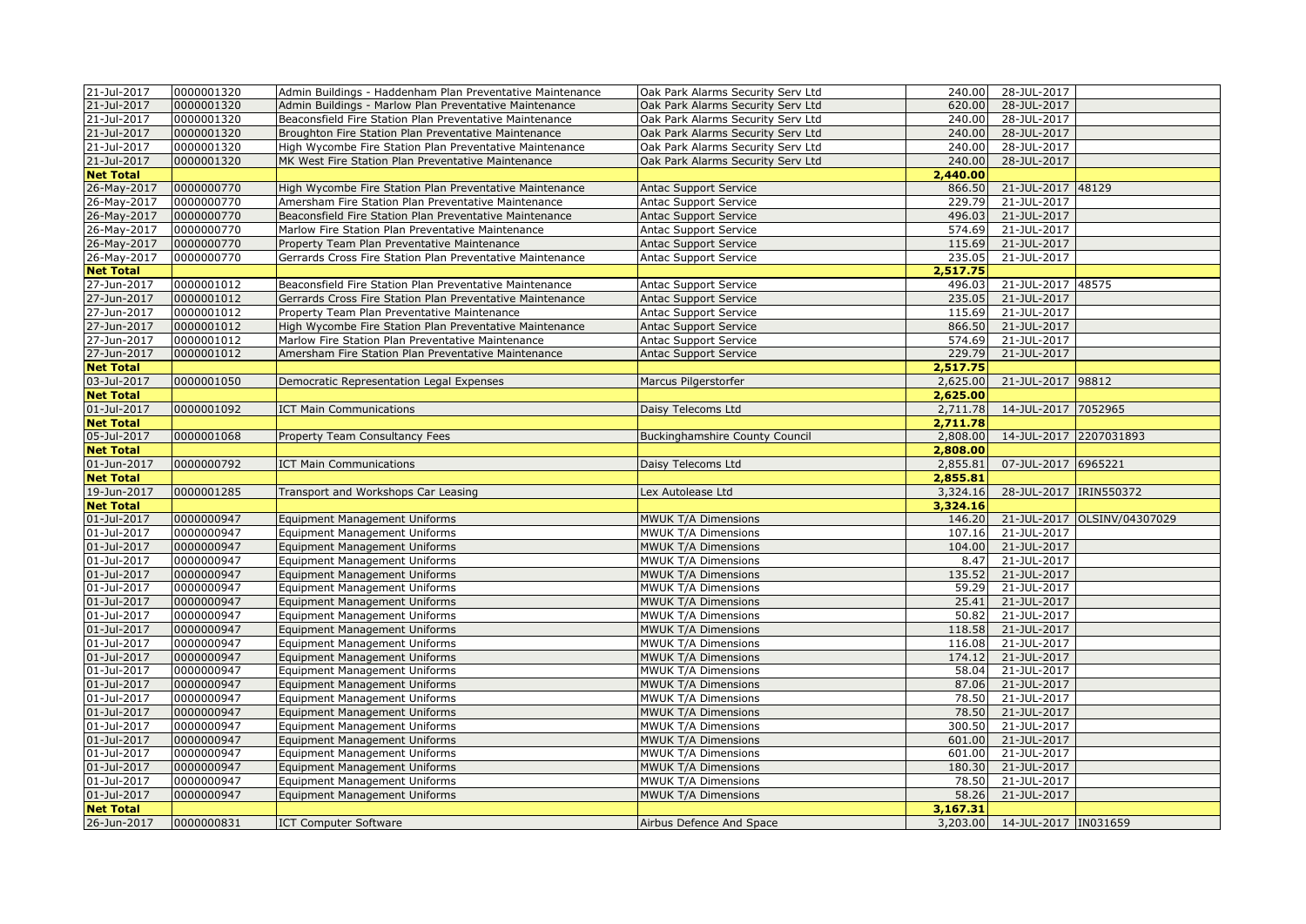| | | | | | | |
|---|---|---|---|---|---|---|
| 21-Jul-2017 | 0000001320 | Admin Buildings - Haddenham Plan Preventative Maintenance | Oak Park Alarms Security Serv Ltd | 240.00 | 28-JUL-2017 | |
| 21-Jul-2017 | 0000001320 | Admin Buildings - Marlow Plan Preventative Maintenance | Oak Park Alarms Security Serv Ltd | 620.00 | 28-JUL-2017 | |
| 21-Jul-2017 | 0000001320 | Beaconsfield Fire Station Plan Preventative Maintenance | Oak Park Alarms Security Serv Ltd | 240.00 | 28-JUL-2017 | |
| 21-Jul-2017 | 0000001320 | Broughton Fire Station Plan Preventative Maintenance | Oak Park Alarms Security Serv Ltd | 240.00 | 28-JUL-2017 | |
| 21-Jul-2017 | 0000001320 | High Wycombe Fire Station Plan Preventative Maintenance | Oak Park Alarms Security Serv Ltd | 240.00 | 28-JUL-2017 | |
| 21-Jul-2017 | 0000001320 | MK West Fire Station Plan Preventative Maintenance | Oak Park Alarms Security Serv Ltd | 240.00 | 28-JUL-2017 | |
| **Net Total** | | | | **2,440.00** | | |
| 26-May-2017 | 0000000770 | High Wycombe Fire Station Plan Preventative Maintenance | Antac Support Service | 866.50 | 21-JUL-2017 | 48129 |
| 26-May-2017 | 0000000770 | Amersham Fire Station Plan Preventative Maintenance | Antac Support Service | 229.79 | 21-JUL-2017 | |
| 26-May-2017 | 0000000770 | Beaconsfield Fire Station Plan Preventative Maintenance | Antac Support Service | 496.03 | 21-JUL-2017 | |
| 26-May-2017 | 0000000770 | Marlow Fire Station Plan Preventative Maintenance | Antac Support Service | 574.69 | 21-JUL-2017 | |
| 26-May-2017 | 0000000770 | Property Team Plan Preventative Maintenance | Antac Support Service | 115.69 | 21-JUL-2017 | |
| 26-May-2017 | 0000000770 | Gerrards Cross Fire Station Plan Preventative Maintenance | Antac Support Service | 235.05 | 21-JUL-2017 | |
| **Net Total** | | | | **2,517.75** | | |
| 27-Jun-2017 | 0000001012 | Beaconsfield Fire Station Plan Preventative Maintenance | Antac Support Service | 496.03 | 21-JUL-2017 | 48575 |
| 27-Jun-2017 | 0000001012 | Gerrards Cross Fire Station Plan Preventative Maintenance | Antac Support Service | 235.05 | 21-JUL-2017 | |
| 27-Jun-2017 | 0000001012 | Property Team Plan Preventative Maintenance | Antac Support Service | 115.69 | 21-JUL-2017 | |
| 27-Jun-2017 | 0000001012 | High Wycombe Fire Station Plan Preventative Maintenance | Antac Support Service | 866.50 | 21-JUL-2017 | |
| 27-Jun-2017 | 0000001012 | Marlow Fire Station Plan Preventative Maintenance | Antac Support Service | 574.69 | 21-JUL-2017 | |
| 27-Jun-2017 | 0000001012 | Amersham Fire Station Plan Preventative Maintenance | Antac Support Service | 229.79 | 21-JUL-2017 | |
| **Net Total** | | | | **2,517.75** | | |
| 03-Jul-2017 | 0000001050 | Democratic Representation Legal Expenses | Marcus Pilgerstorfer | 2,625.00 | 21-JUL-2017 | 98812 |
| **Net Total** | | | | **2,625.00** | | |
| 01-Jul-2017 | 0000001092 | ICT Main Communications | Daisy Telecoms Ltd | 2,711.78 | 14-JUL-2017 | 7052965 |
| **Net Total** | | | | **2,711.78** | | |
| 05-Jul-2017 | 0000001068 | Property Team Consultancy Fees | Buckinghamshire County Council | 2,808.00 | 14-JUL-2017 | 2207031893 |
| **Net Total** | | | | **2,808.00** | | |
| 01-Jun-2017 | 0000000792 | ICT Main Communications | Daisy Telecoms Ltd | 2,855.81 | 07-JUL-2017 | 6965221 |
| **Net Total** | | | | **2,855.81** | | |
| 19-Jun-2017 | 0000001285 | Transport and Workshops Car Leasing | Lex Autolease Ltd | 3,324.16 | 28-JUL-2017 | IRIN550372 |
| **Net Total** | | | | **3,324.16** | | |
| 01-Jul-2017 | 0000000947 | Equipment Management Uniforms | MWUK T/A Dimensions | 146.20 | 21-JUL-2017 | OLSINV/04307029 |
| 01-Jul-2017 | 0000000947 | Equipment Management Uniforms | MWUK T/A Dimensions | 107.16 | 21-JUL-2017 | |
| 01-Jul-2017 | 0000000947 | Equipment Management Uniforms | MWUK T/A Dimensions | 104.00 | 21-JUL-2017 | |
| 01-Jul-2017 | 0000000947 | Equipment Management Uniforms | MWUK T/A Dimensions | 8.47 | 21-JUL-2017 | |
| 01-Jul-2017 | 0000000947 | Equipment Management Uniforms | MWUK T/A Dimensions | 135.52 | 21-JUL-2017 | |
| 01-Jul-2017 | 0000000947 | Equipment Management Uniforms | MWUK T/A Dimensions | 59.29 | 21-JUL-2017 | |
| 01-Jul-2017 | 0000000947 | Equipment Management Uniforms | MWUK T/A Dimensions | 25.41 | 21-JUL-2017 | |
| 01-Jul-2017 | 0000000947 | Equipment Management Uniforms | MWUK T/A Dimensions | 50.82 | 21-JUL-2017 | |
| 01-Jul-2017 | 0000000947 | Equipment Management Uniforms | MWUK T/A Dimensions | 118.58 | 21-JUL-2017 | |
| 01-Jul-2017 | 0000000947 | Equipment Management Uniforms | MWUK T/A Dimensions | 116.08 | 21-JUL-2017 | |
| 01-Jul-2017 | 0000000947 | Equipment Management Uniforms | MWUK T/A Dimensions | 174.12 | 21-JUL-2017 | |
| 01-Jul-2017 | 0000000947 | Equipment Management Uniforms | MWUK T/A Dimensions | 58.04 | 21-JUL-2017 | |
| 01-Jul-2017 | 0000000947 | Equipment Management Uniforms | MWUK T/A Dimensions | 87.06 | 21-JUL-2017 | |
| 01-Jul-2017 | 0000000947 | Equipment Management Uniforms | MWUK T/A Dimensions | 78.50 | 21-JUL-2017 | |
| 01-Jul-2017 | 0000000947 | Equipment Management Uniforms | MWUK T/A Dimensions | 78.50 | 21-JUL-2017 | |
| 01-Jul-2017 | 0000000947 | Equipment Management Uniforms | MWUK T/A Dimensions | 300.50 | 21-JUL-2017 | |
| 01-Jul-2017 | 0000000947 | Equipment Management Uniforms | MWUK T/A Dimensions | 601.00 | 21-JUL-2017 | |
| 01-Jul-2017 | 0000000947 | Equipment Management Uniforms | MWUK T/A Dimensions | 601.00 | 21-JUL-2017 | |
| 01-Jul-2017 | 0000000947 | Equipment Management Uniforms | MWUK T/A Dimensions | 180.30 | 21-JUL-2017 | |
| 01-Jul-2017 | 0000000947 | Equipment Management Uniforms | MWUK T/A Dimensions | 78.50 | 21-JUL-2017 | |
| 01-Jul-2017 | 0000000947 | Equipment Management Uniforms | MWUK T/A Dimensions | 58.26 | 21-JUL-2017 | |
| **Net Total** | | | | **3,167.31** | | |
| 26-Jun-2017 | 0000000831 | ICT Computer Software | Airbus Defence And Space | 3,203.00 | 14-JUL-2017 | IN031659 |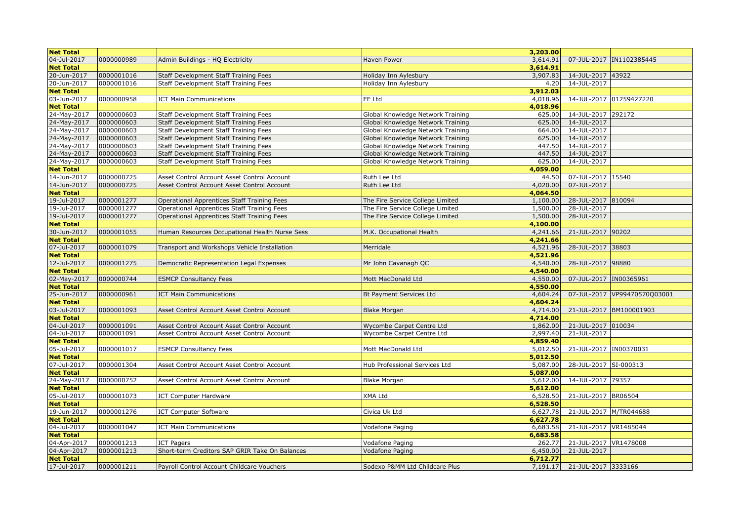| | | | | | | |
|---|---|---|---|---|---|---|
| **Net Total** | | | | **3,203.00** | | |
| 04-Jul-2017 | 0000000989 | Admin Buildings - HQ Electricity | Haven Power | 3,614.91 | 07-JUL-2017 | IN1102385445 |
| **Net Total** | | | | **3,614.91** | | |
| 20-Jun-2017 | 0000001016 | Staff Development Staff Training Fees | Holiday Inn Aylesbury | 3,907.83 | 14-JUL-2017 | 43922 |
| 20-Jun-2017 | 0000001016 | Staff Development Staff Training Fees | Holiday Inn Aylesbury | 4.20 | 14-JUL-2017 | |
| **Net Total** | | | | **3,912.03** | | |
| 03-Jun-2017 | 0000000958 | ICT Main Communications | EE Ltd | 4,018.96 | 14-JUL-2017 | 01259427220 |
| **Net Total** | | | | **4,018.96** | | |
| 24-May-2017 | 0000000603 | Staff Development Staff Training Fees | Global Knowledge Network Training | 625.00 | 14-JUL-2017 | 292172 |
| 24-May-2017 | 0000000603 | Staff Development Staff Training Fees | Global Knowledge Network Training | 625.00 | 14-JUL-2017 | |
| 24-May-2017 | 0000000603 | Staff Development Staff Training Fees | Global Knowledge Network Training | 664.00 | 14-JUL-2017 | |
| 24-May-2017 | 0000000603 | Staff Development Staff Training Fees | Global Knowledge Network Training | 625.00 | 14-JUL-2017 | |
| 24-May-2017 | 0000000603 | Staff Development Staff Training Fees | Global Knowledge Network Training | 447.50 | 14-JUL-2017 | |
| 24-May-2017 | 0000000603 | Staff Development Staff Training Fees | Global Knowledge Network Training | 447.50 | 14-JUL-2017 | |
| 24-May-2017 | 0000000603 | Staff Development Staff Training Fees | Global Knowledge Network Training | 625.00 | 14-JUL-2017 | |
| **Net Total** | | | | **4,059.00** | | |
| 14-Jun-2017 | 0000000725 | Asset Control Account Asset Control Account | Ruth Lee Ltd | 44.50 | 07-JUL-2017 | 15540 |
| 14-Jun-2017 | 0000000725 | Asset Control Account Asset Control Account | Ruth Lee Ltd | 4,020.00 | 07-JUL-2017 | |
| **Net Total** | | | | **4,064.50** | | |
| 19-Jul-2017 | 0000001277 | Operational Apprentices Staff Training Fees | The Fire Service College Limited | 1,100.00 | 28-JUL-2017 | 810094 |
| 19-Jul-2017 | 0000001277 | Operational Apprentices Staff Training Fees | The Fire Service College Limited | 1,500.00 | 28-JUL-2017 | |
| 19-Jul-2017 | 0000001277 | Operational Apprentices Staff Training Fees | The Fire Service College Limited | 1,500.00 | 28-JUL-2017 | |
| **Net Total** | | | | **4,100.00** | | |
| 30-Jun-2017 | 0000001055 | Human Resources Occupational Health Nurse Sess | M.K. Occupational Health | 4,241.66 | 21-JUL-2017 | 90202 |
| **Net Total** | | | | **4,241.66** | | |
| 07-Jul-2017 | 0000001079 | Transport and Workshops Vehicle Installation | Merridale | 4,521.96 | 28-JUL-2017 | 38803 |
| **Net Total** | | | | **4,521.96** | | |
| 12-Jul-2017 | 0000001275 | Democratic Representation Legal Expenses | Mr John Cavanagh QC | 4,540.00 | 28-JUL-2017 | 98880 |
| **Net Total** | | | | **4,540.00** | | |
| 02-May-2017 | 0000000744 | ESMCP Consultancy Fees | Mott MacDonald Ltd | 4,550.00 | 07-JUL-2017 | IN00365961 |
| **Net Total** | | | | **4,550.00** | | |
| 25-Jun-2017 | 0000000961 | ICT Main Communications | Bt Payment Services Ltd | 4,604.24 | 07-JUL-2017 | VP99470570Q03001 |
| **Net Total** | | | | **4,604.24** | | |
| 03-Jul-2017 | 0000001093 | Asset Control Account Asset Control Account | Blake Morgan | 4,714.00 | 21-JUL-2017 | BM100001903 |
| **Net Total** | | | | **4,714.00** | | |
| 04-Jul-2017 | 0000001091 | Asset Control Account Asset Control Account | Wycombe Carpet Centre Ltd | 1,862.00 | 21-JUL-2017 | 010034 |
| 04-Jul-2017 | 0000001091 | Asset Control Account Asset Control Account | Wycombe Carpet Centre Ltd | 2,997.40 | 21-JUL-2017 | |
| **Net Total** | | | | **4,859.40** | | |
| 05-Jul-2017 | 0000001017 | ESMCP Consultancy Fees | Mott MacDonald Ltd | 5,012.50 | 21-JUL-2017 | IN00370031 |
| **Net Total** | | | | **5,012.50** | | |
| 07-Jul-2017 | 0000001304 | Asset Control Account Asset Control Account | Hub Professional Services Ltd | 5,087.00 | 28-JUL-2017 | SI-000313 |
| **Net Total** | | | | **5,087.00** | | |
| 24-May-2017 | 0000000752 | Asset Control Account Asset Control Account | Blake Morgan | 5,612.00 | 14-JUL-2017 | 79357 |
| **Net Total** | | | | **5,612.00** | | |
| 05-Jul-2017 | 0000001073 | ICT Computer Hardware | XMA Ltd | 6,528.50 | 21-JUL-2017 | BR06504 |
| **Net Total** | | | | **6,528.50** | | |
| 19-Jun-2017 | 0000001276 | ICT Computer Software | Civica Uk Ltd | 6,627.78 | 21-JUL-2017 | M/TR044688 |
| **Net Total** | | | | **6,627.78** | | |
| 04-Jul-2017 | 0000001047 | ICT Main Communications | Vodafone Paging | 6,683.58 | 21-JUL-2017 | VR1485044 |
| **Net Total** | | | | **6,683.58** | | |
| 04-Apr-2017 | 0000001213 | ICT Pagers | Vodafone Paging | 262.77 | 21-JUL-2017 | VR1478008 |
| 04-Apr-2017 | 0000001213 | Short-term Creditors SAP GRIR Take On Balances | Vodafone Paging | 6,450.00 | 21-JUL-2017 | |
| **Net Total** | | | | **6,712.77** | | |
| 17-Jul-2017 | 0000001211 | Payroll Control Account Childcare Vouchers | Sodexo P&MM Ltd Childcare Plus | 7,191.17 | 21-JUL-2017 | 3333166 |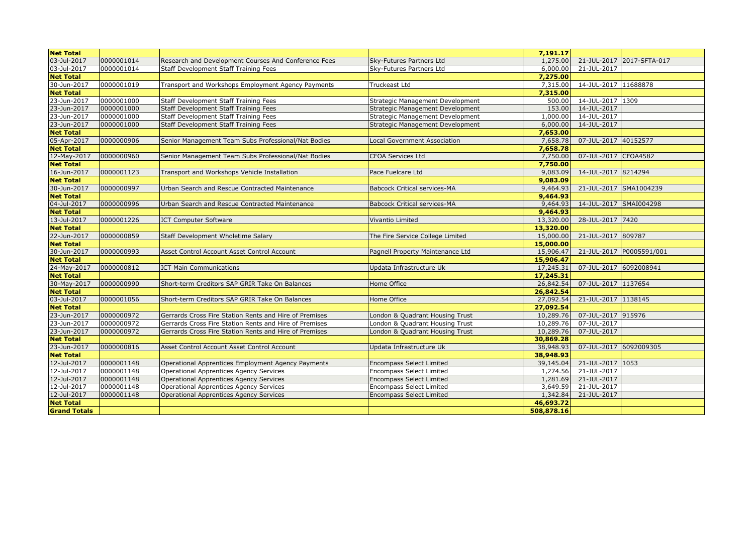| | | | | | | |
|---|---|---|---|---|---|---|
| **Net Total** | | | | **7,191.17** | | |
| 03-Jul-2017 | 0000001014 | Research and Development Courses And Conference Fees | Sky-Futures Partners Ltd | 1,275.00 | 21-JUL-2017 | 2017-SFTA-017 |
| 03-Jul-2017 | 0000001014 | Staff Development Staff Training Fees | Sky-Futures Partners Ltd | 6,000.00 | 21-JUL-2017 | |
| **Net Total** | | | | **7,275.00** | | |
| 30-Jun-2017 | 0000001019 | Transport and Workshops Employment Agency Payments | Truckeast Ltd | 7,315.00 | 14-JUL-2017 | 11688878 |
| **Net Total** | | | | **7,315.00** | | |
| 23-Jun-2017 | 0000001000 | Staff Development Staff Training Fees | Strategic Management Development | 500.00 | 14-JUL-2017 | 1309 |
| 23-Jun-2017 | 0000001000 | Staff Development Staff Training Fees | Strategic Management Development | 153.00 | 14-JUL-2017 | |
| 23-Jun-2017 | 0000001000 | Staff Development Staff Training Fees | Strategic Management Development | 1,000.00 | 14-JUL-2017 | |
| 23-Jun-2017 | 0000001000 | Staff Development Staff Training Fees | Strategic Management Development | 6,000.00 | 14-JUL-2017 | |
| **Net Total** | | | | **7,653.00** | | |
| 05-Apr-2017 | 0000000906 | Senior Management Team Subs Professional/Nat Bodies | Local Government Association | 7,658.78 | 07-JUL-2017 | 40152577 |
| **Net Total** | | | | **7,658.78** | | |
| 12-May-2017 | 0000000960 | Senior Management Team Subs Professional/Nat Bodies | CFOA Services Ltd | 7,750.00 | 07-JUL-2017 | CFOA4582 |
| **Net Total** | | | | **7,750.00** | | |
| 16-Jun-2017 | 0000001123 | Transport and Workshops Vehicle Installation | Pace Fuelcare Ltd | 9,083.09 | 14-JUL-2017 | 8214294 |
| **Net Total** | | | | **9,083.09** | | |
| 30-Jun-2017 | 0000000997 | Urban Search and Rescue Contracted Maintenance | Babcock Critical services-MA | 9,464.93 | 21-JUL-2017 | SMA1004239 |
| **Net Total** | | | | **9,464.93** | | |
| 04-Jul-2017 | 0000000996 | Urban Search and Rescue Contracted Maintenance | Babcock Critical services-MA | 9,464.93 | 14-JUL-2017 | SMAI004298 |
| **Net Total** | | | | **9,464.93** | | |
| 13-Jul-2017 | 0000001226 | ICT Computer Software | Vivantio Limited | 13,320.00 | 28-JUL-2017 | 7420 |
| **Net Total** | | | | **13,320.00** | | |
| 22-Jun-2017 | 0000000859 | Staff Development Wholetime Salary | The Fire Service College Limited | 15,000.00 | 21-JUL-2017 | 809787 |
| **Net Total** | | | | **15,000.00** | | |
| 30-Jun-2017 | 0000000993 | Asset Control Account Asset Control Account | Pagnell Property Maintenance Ltd | 15,906.47 | 21-JUL-2017 | P0005591/001 |
| **Net Total** | | | | **15,906.47** | | |
| 24-May-2017 | 0000000812 | ICT Main Communications | Updata Infrastructure Uk | 17,245.31 | 07-JUL-2017 | 6092008941 |
| **Net Total** | | | | **17,245.31** | | |
| 30-May-2017 | 0000000990 | Short-term Creditors SAP GRIR Take On Balances | Home Office | 26,842.54 | 07-JUL-2017 | 1137654 |
| **Net Total** | | | | **26,842.54** | | |
| 03-Jul-2017 | 0000001056 | Short-term Creditors SAP GRIR Take On Balances | Home Office | 27,092.54 | 21-JUL-2017 | 1138145 |
| **Net Total** | | | | **27,092.54** | | |
| 23-Jun-2017 | 0000000972 | Gerrards Cross Fire Station Rents and Hire of Premises | London & Quadrant Housing Trust | 10,289.76 | 07-JUL-2017 | 915976 |
| 23-Jun-2017 | 0000000972 | Gerrards Cross Fire Station Rents and Hire of Premises | London & Quadrant Housing Trust | 10,289.76 | 07-JUL-2017 | |
| 23-Jun-2017 | 0000000972 | Gerrards Cross Fire Station Rents and Hire of Premises | London & Quadrant Housing Trust | 10,289.76 | 07-JUL-2017 | |
| **Net Total** | | | | **30,869.28** | | |
| 23-Jun-2017 | 0000000816 | Asset Control Account Asset Control Account | Updata Infrastructure Uk | 38,948.93 | 07-JUL-2017 | 6092009305 |
| **Net Total** | | | | **38,948.93** | | |
| 12-Jul-2017 | 0000001148 | Operational Apprentices Employment Agency Payments | Encompass Select Limited | 39,145.04 | 21-JUL-2017 | 1053 |
| 12-Jul-2017 | 0000001148 | Operational Apprentices Agency Services | Encompass Select Limited | 1,274.56 | 21-JUL-2017 | |
| 12-Jul-2017 | 0000001148 | Operational Apprentices Agency Services | Encompass Select Limited | 1,281.69 | 21-JUL-2017 | |
| 12-Jul-2017 | 0000001148 | Operational Apprentices Agency Services | Encompass Select Limited | 3,649.59 | 21-JUL-2017 | |
| 12-Jul-2017 | 0000001148 | Operational Apprentices Agency Services | Encompass Select Limited | 1,342.84 | 21-JUL-2017 | |
| **Net Total** | | | | **46,693.72** | | |
| **Grand Totals** | | | | **508,878.16** | | |